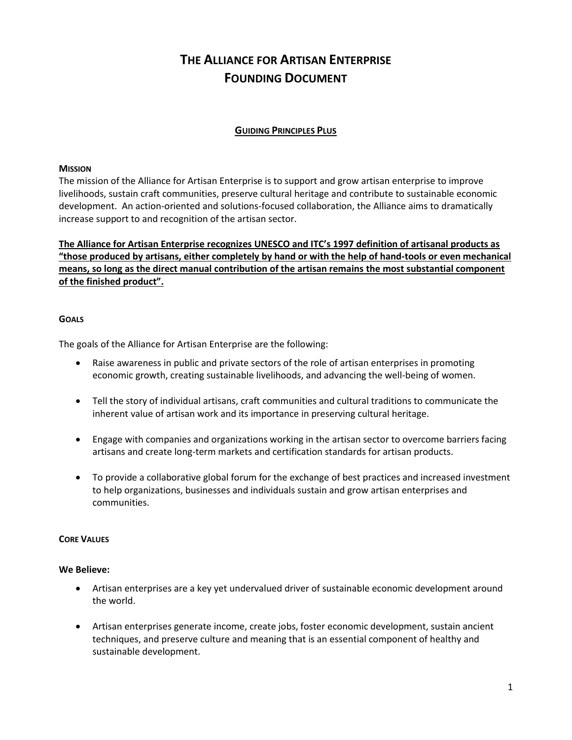# THE ALLIANCE FOR ARTISAN ENTERPRISE
# FOUNDING DOCUMENT

## GUIDING PRINCIPLES PLUS

### MISSION

The mission of the Alliance for Artisan Enterprise is to support and grow artisan enterprise to improve livelihoods, sustain craft communities, preserve cultural heritage and contribute to sustainable economic development. An action-oriented and solutions-focused collaboration, the Alliance aims to dramatically increase support to and recognition of the artisan sector.

**The Alliance for Artisan Enterprise recognizes UNESCO and ITC's 1997 definition of artisanal products as "those produced by artisans, either completely by hand or with the help of hand-tools or even mechanical means, so long as the direct manual contribution of the artisan remains the most substantial component of the finished product".**

### GOALS

The goals of the Alliance for Artisan Enterprise are the following:

- Raise awareness in public and private sectors of the role of artisan enterprises in promoting economic growth, creating sustainable livelihoods, and advancing the well-being of women.
- Tell the story of individual artisans, craft communities and cultural traditions to communicate the inherent value of artisan work and its importance in preserving cultural heritage.
- Engage with companies and organizations working in the artisan sector to overcome barriers facing artisans and create long-term markets and certification standards for artisan products.
- To provide a collaborative global forum for the exchange of best practices and increased investment to help organizations, businesses and individuals sustain and grow artisan enterprises and communities.

### CORE VALUES

**We Believe:**

- Artisan enterprises are a key yet undervalued driver of sustainable economic development around the world.
- Artisan enterprises generate income, create jobs, foster economic development, sustain ancient techniques, and preserve culture and meaning that is an essential component of healthy and sustainable development.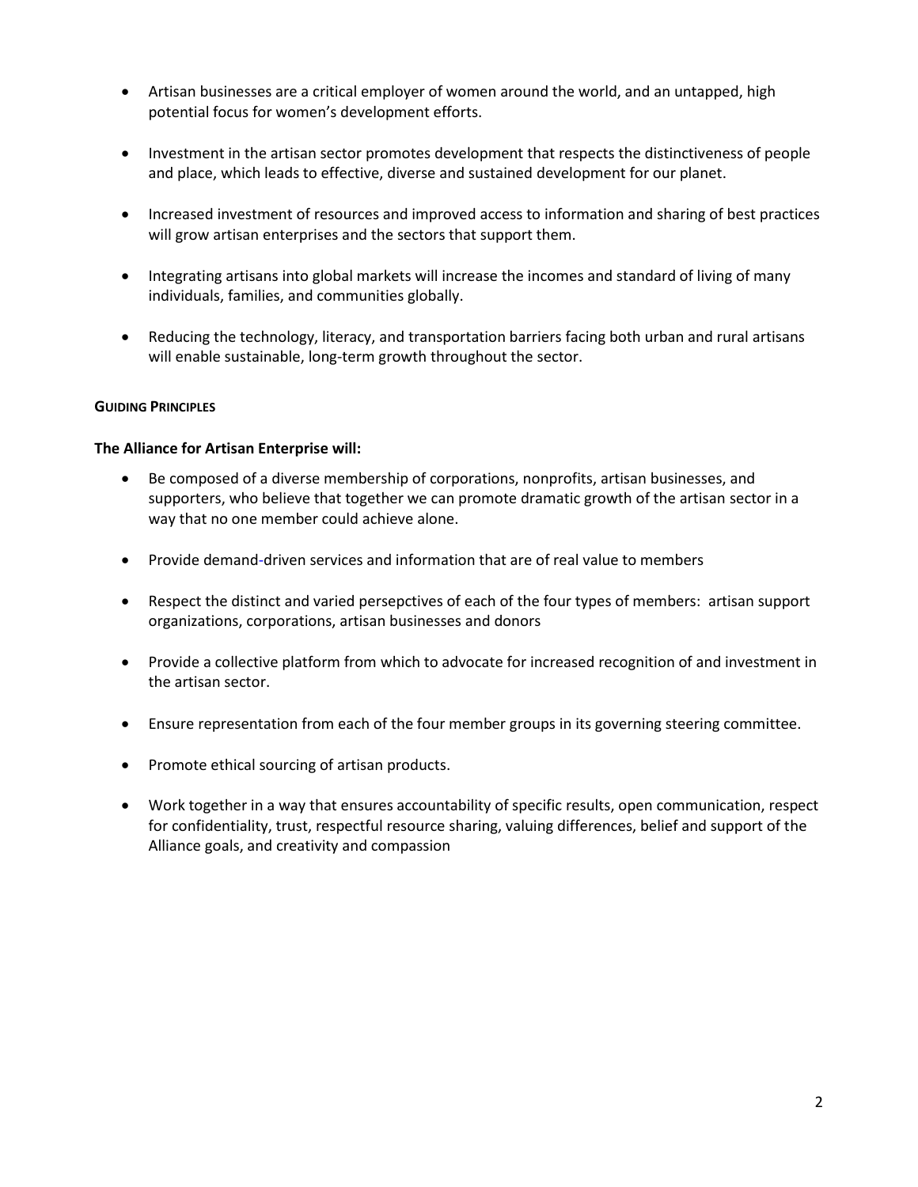- Artisan businesses are a critical employer of women around the world, and an untapped, high potential focus for women's development efforts.

- Investment in the artisan sector promotes development that respects the distinctiveness of people and place, which leads to effective, diverse and sustained development for our planet.

- Increased investment of resources and improved access to information and sharing of best practices will grow artisan enterprises and the sectors that support them.

- Integrating artisans into global markets will increase the incomes and standard of living of many individuals, families, and communities globally.

- Reducing the technology, literacy, and transportation barriers facing both urban and rural artisans will enable sustainable, long-term growth throughout the sector.

**GUIDING PRINCIPLES**

**The Alliance for Artisan Enterprise will:**

- Be composed of a diverse membership of corporations, nonprofits, artisan businesses, and supporters, who believe that together we can promote dramatic growth of the artisan sector in a way that no one member could achieve alone.

- Provide demand-driven services and information that are of real value to members

- Respect the distinct and varied persepctives of each of the four types of members: artisan support organizations, corporations, artisan businesses and donors

- Provide a collective platform from which to advocate for increased recognition of and investment in the artisan sector.

- Ensure representation from each of the four member groups in its governing steering committee.

- Promote ethical sourcing of artisan products.

- Work together in a way that ensures accountability of specific results, open communication, respect for confidentiality, trust, respectful resource sharing, valuing differences, belief and support of the Alliance goals, and creativity and compassion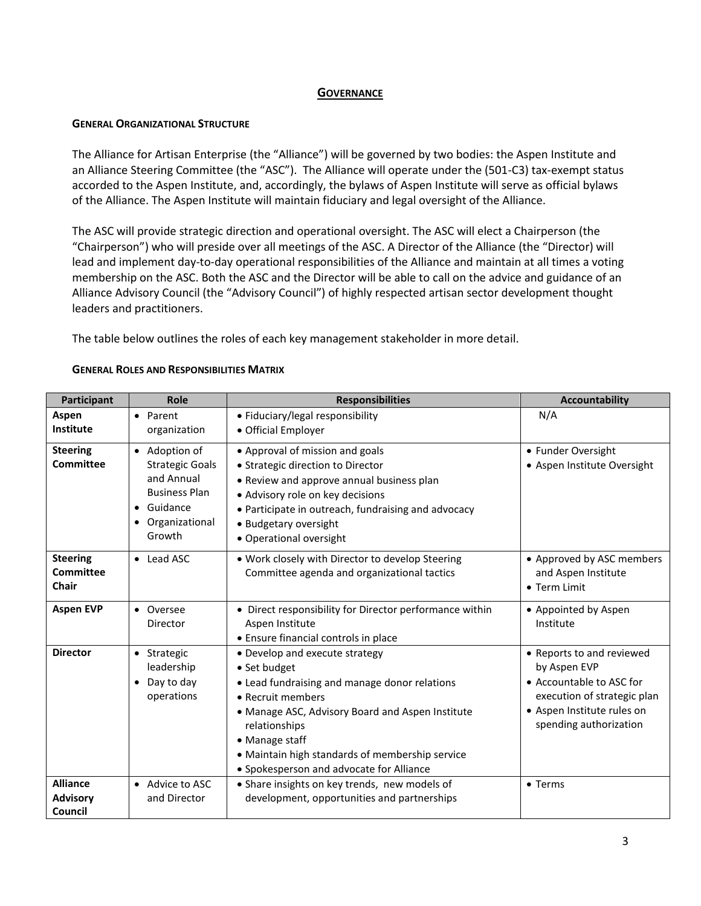## GOVERNANCE

### GENERAL ORGANIZATIONAL STRUCTURE

The Alliance for Artisan Enterprise (the "Alliance") will be governed by two bodies: the Aspen Institute and an Alliance Steering Committee (the "ASC"). The Alliance will operate under the (501-C3) tax-exempt status accorded to the Aspen Institute, and, accordingly, the bylaws of Aspen Institute will serve as official bylaws of the Alliance. The Aspen Institute will maintain fiduciary and legal oversight of the Alliance.

The ASC will provide strategic direction and operational oversight. The ASC will elect a Chairperson (the "Chairperson") who will preside over all meetings of the ASC. A Director of the Alliance (the "Director) will lead and implement day-to-day operational responsibilities of the Alliance and maintain at all times a voting membership on the ASC. Both the ASC and the Director will be able to call on the advice and guidance of an Alliance Advisory Council (the "Advisory Council") of highly respected artisan sector development thought leaders and practitioners.

The table below outlines the roles of each key management stakeholder in more detail.

### GENERAL ROLES AND RESPONSIBILITIES MATRIX

| Participant | Role | Responsibilities | Accountability |
|---|---|---|---|
| **Aspen Institute** | • Parent organization | • Fiduciary/legal responsibility<br>• Official Employer | N/A |
| **Steering Committee** | • Adoption of Strategic Goals and Annual Business Plan<br>• Guidance<br>• Organizational Growth | • Approval of mission and goals<br>• Strategic direction to Director<br>• Review and approve annual business plan<br>• Advisory role on key decisions<br>• Participate in outreach, fundraising and advocacy<br>• Budgetary oversight<br>• Operational oversight | • Funder Oversight<br>• Aspen Institute Oversight |
| **Steering Committee Chair** | • Lead ASC | • Work closely with Director to develop Steering Committee agenda and organizational tactics | • Approved by ASC members and Aspen Institute<br>• Term Limit |
| **Aspen EVP** | • Oversee Director | • Direct responsibility for Director performance within Aspen Institute<br>• Ensure financial controls in place | • Appointed by Aspen Institute |
| **Director** | • Strategic leadership<br>• Day to day operations | • Develop and execute strategy<br>• Set budget<br>• Lead fundraising and manage donor relations<br>• Recruit members<br>• Manage ASC, Advisory Board and Aspen Institute relationships<br>• Manage staff<br>• Maintain high standards of membership service<br>• Spokesperson and advocate for Alliance | • Reports to and reviewed by Aspen EVP<br>• Accountable to ASC for execution of strategic plan<br>• Aspen Institute rules on spending authorization |
| **Alliance Advisory Council** | • Advice to ASC and Director | • Share insights on key trends, new models of development, opportunities and partnerships | • Terms |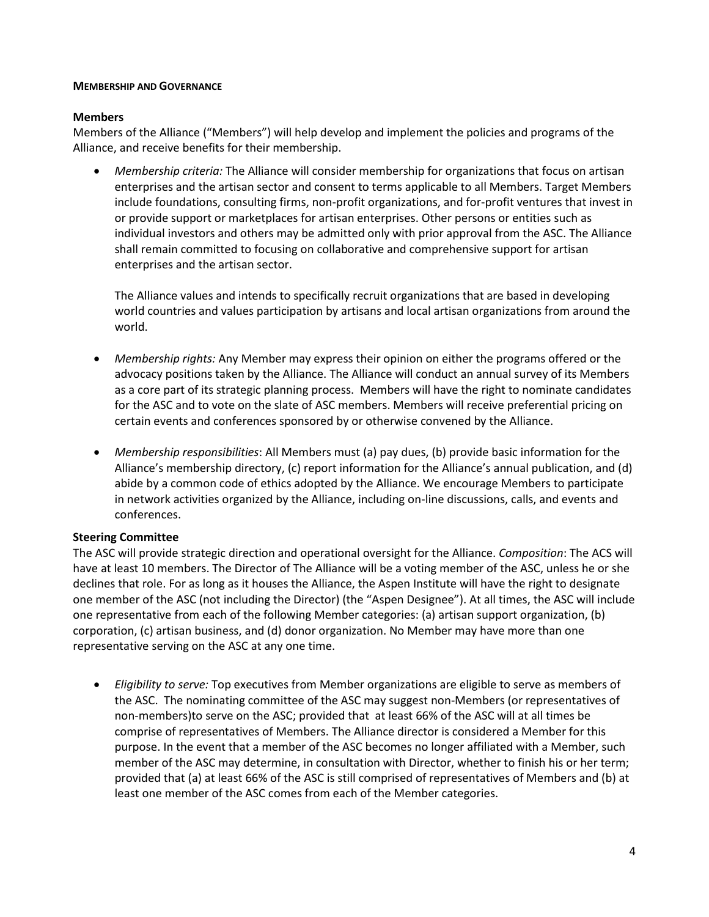## MEMBERSHIP AND GOVERNANCE

### Members

Members of the Alliance ("Members") will help develop and implement the policies and programs of the Alliance, and receive benefits for their membership.

- *Membership criteria:* The Alliance will consider membership for organizations that focus on artisan enterprises and the artisan sector and consent to terms applicable to all Members. Target Members include foundations, consulting firms, non-profit organizations, and for-profit ventures that invest in or provide support or marketplaces for artisan enterprises. Other persons or entities such as individual investors and others may be admitted only with prior approval from the ASC. The Alliance shall remain committed to focusing on collaborative and comprehensive support for artisan enterprises and the artisan sector.

  The Alliance values and intends to specifically recruit organizations that are based in developing world countries and values participation by artisans and local artisan organizations from around the world.

- *Membership rights:* Any Member may express their opinion on either the programs offered or the advocacy positions taken by the Alliance. The Alliance will conduct an annual survey of its Members as a core part of its strategic planning process. Members will have the right to nominate candidates for the ASC and to vote on the slate of ASC members. Members will receive preferential pricing on certain events and conferences sponsored by or otherwise convened by the Alliance.

- *Membership responsibilities*: All Members must (a) pay dues, (b) provide basic information for the Alliance's membership directory, (c) report information for the Alliance's annual publication, and (d) abide by a common code of ethics adopted by the Alliance. We encourage Members to participate in network activities organized by the Alliance, including on-line discussions, calls, and events and conferences.

### Steering Committee

The ASC will provide strategic direction and operational oversight for the Alliance. *Composition*: The ACS will have at least 10 members. The Director of The Alliance will be a voting member of the ASC, unless he or she declines that role. For as long as it houses the Alliance, the Aspen Institute will have the right to designate one member of the ASC (not including the Director) (the "Aspen Designee"). At all times, the ASC will include one representative from each of the following Member categories: (a) artisan support organization, (b) corporation, (c) artisan business, and (d) donor organization. No Member may have more than one representative serving on the ASC at any one time.

- *Eligibility to serve:* Top executives from Member organizations are eligible to serve as members of the ASC. The nominating committee of the ASC may suggest non-Members (or representatives of non-members)to serve on the ASC; provided that at least 66% of the ASC will at all times be comprise of representatives of Members. The Alliance director is considered a Member for this purpose. In the event that a member of the ASC becomes no longer affiliated with a Member, such member of the ASC may determine, in consultation with Director, whether to finish his or her term; provided that (a) at least 66% of the ASC is still comprised of representatives of Members and (b) at least one member of the ASC comes from each of the Member categories.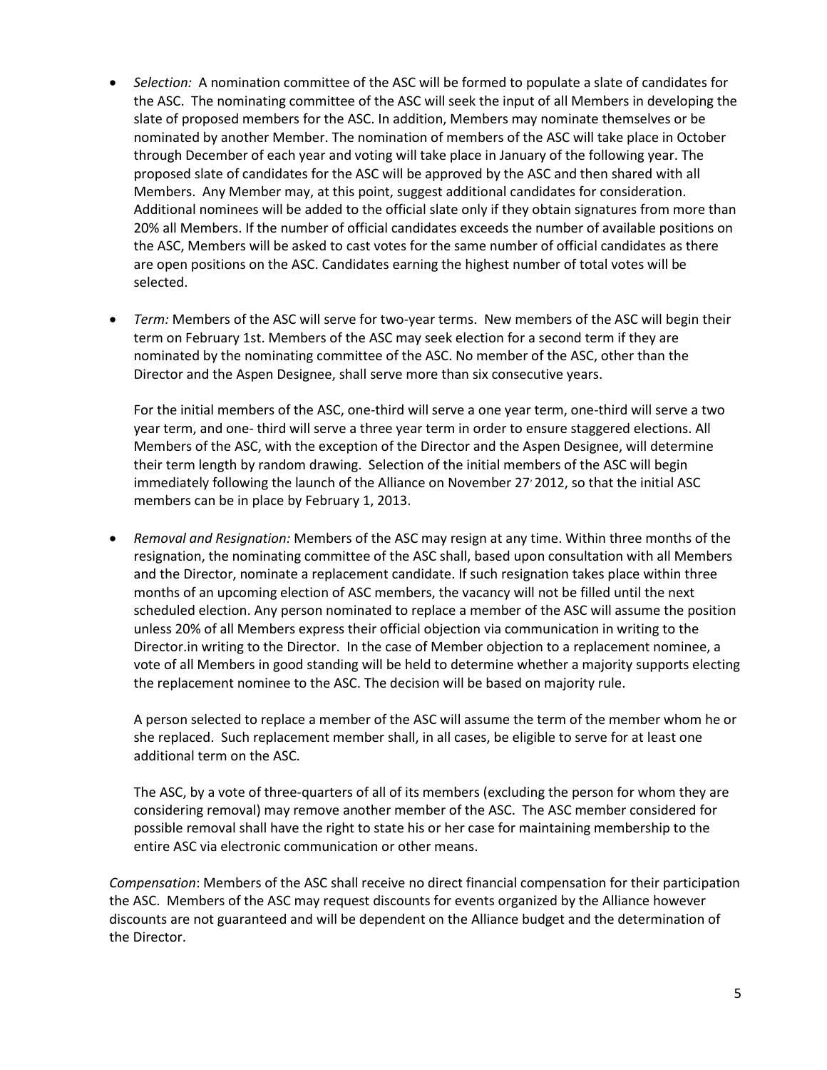- *Selection:* A nomination committee of the ASC will be formed to populate a slate of candidates for the ASC. The nominating committee of the ASC will seek the input of all Members in developing the slate of proposed members for the ASC. In addition, Members may nominate themselves or be nominated by another Member. The nomination of members of the ASC will take place in October through December of each year and voting will take place in January of the following year. The proposed slate of candidates for the ASC will be approved by the ASC and then shared with all Members. Any Member may, at this point, suggest additional candidates for consideration. Additional nominees will be added to the official slate only if they obtain signatures from more than 20% all Members. If the number of official candidates exceeds the number of available positions on the ASC, Members will be asked to cast votes for the same number of official candidates as there are open positions on the ASC. Candidates earning the highest number of total votes will be selected.

- *Term:* Members of the ASC will serve for two-year terms. New members of the ASC will begin their term on February 1st. Members of the ASC may seek election for a second term if they are nominated by the nominating committee of the ASC. No member of the ASC, other than the Director and the Aspen Designee, shall serve more than six consecutive years.

  For the initial members of the ASC, one-third will serve a one year term, one-third will serve a two year term, and one- third will serve a three year term in order to ensure staggered elections. All Members of the ASC, with the exception of the Director and the Aspen Designee, will determine their term length by random drawing. Selection of the initial members of the ASC will begin immediately following the launch of the Alliance on November 27, 2012, so that the initial ASC members can be in place by February 1, 2013.

- *Removal and Resignation:* Members of the ASC may resign at any time. Within three months of the resignation, the nominating committee of the ASC shall, based upon consultation with all Members and the Director, nominate a replacement candidate. If such resignation takes place within three months of an upcoming election of ASC members, the vacancy will not be filled until the next scheduled election. Any person nominated to replace a member of the ASC will assume the position unless 20% of all Members express their official objection via communication in writing to the Director.in writing to the Director. In the case of Member objection to a replacement nominee, a vote of all Members in good standing will be held to determine whether a majority supports electing the replacement nominee to the ASC. The decision will be based on majority rule.

  A person selected to replace a member of the ASC will assume the term of the member whom he or she replaced. Such replacement member shall, in all cases, be eligible to serve for at least one additional term on the ASC.

  The ASC, by a vote of three-quarters of all of its members (excluding the person for whom they are considering removal) may remove another member of the ASC. The ASC member considered for possible removal shall have the right to state his or her case for maintaining membership to the entire ASC via electronic communication or other means.

*Compensation*: Members of the ASC shall receive no direct financial compensation for their participation the ASC. Members of the ASC may request discounts for events organized by the Alliance however discounts are not guaranteed and will be dependent on the Alliance budget and the determination of the Director.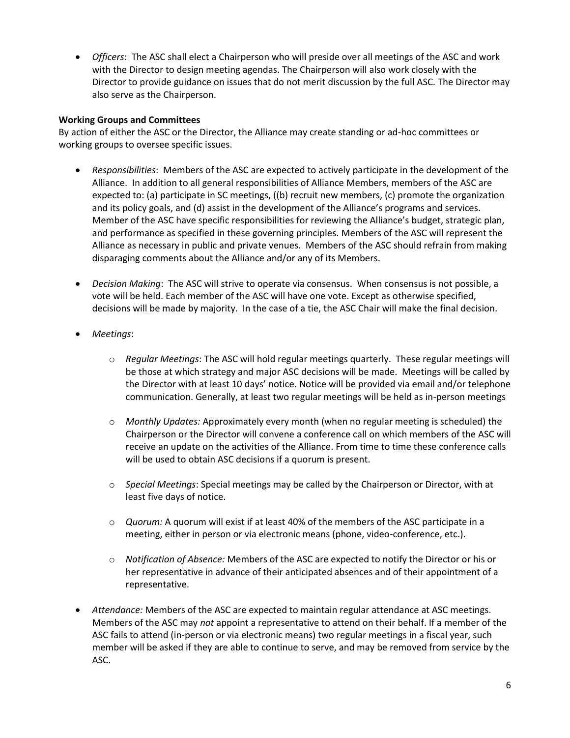- *Officers*: The ASC shall elect a Chairperson who will preside over all meetings of the ASC and work with the Director to design meeting agendas. The Chairperson will also work closely with the Director to provide guidance on issues that do not merit discussion by the full ASC. The Director may also serve as the Chairperson.

**Working Groups and Committees**

By action of either the ASC or the Director, the Alliance may create standing or ad-hoc committees or working groups to oversee specific issues.

- *Responsibilities*: Members of the ASC are expected to actively participate in the development of the Alliance. In addition to all general responsibilities of Alliance Members, members of the ASC are expected to: (a) participate in SC meetings, ((b) recruit new members, (c) promote the organization and its policy goals, and (d) assist in the development of the Alliance's programs and services. Member of the ASC have specific responsibilities for reviewing the Alliance's budget, strategic plan, and performance as specified in these governing principles. Members of the ASC will represent the Alliance as necessary in public and private venues. Members of the ASC should refrain from making disparaging comments about the Alliance and/or any of its Members.

- *Decision Making*: The ASC will strive to operate via consensus. When consensus is not possible, a vote will be held. Each member of the ASC will have one vote. Except as otherwise specified, decisions will be made by majority. In the case of a tie, the ASC Chair will make the final decision.

- *Meetings*:

  - *Regular Meetings*: The ASC will hold regular meetings quarterly. These regular meetings will be those at which strategy and major ASC decisions will be made. Meetings will be called by the Director with at least 10 days' notice. Notice will be provided via email and/or telephone communication. Generally, at least two regular meetings will be held as in-person meetings

  - *Monthly Updates:* Approximately every month (when no regular meeting is scheduled) the Chairperson or the Director will convene a conference call on which members of the ASC will receive an update on the activities of the Alliance. From time to time these conference calls will be used to obtain ASC decisions if a quorum is present.

  - *Special Meetings*: Special meetings may be called by the Chairperson or Director, with at least five days of notice.

  - *Quorum:* A quorum will exist if at least 40% of the members of the ASC participate in a meeting, either in person or via electronic means (phone, video-conference, etc.).

  - *Notification of Absence:* Members of the ASC are expected to notify the Director or his or her representative in advance of their anticipated absences and of their appointment of a representative.

- *Attendance:* Members of the ASC are expected to maintain regular attendance at ASC meetings. Members of the ASC may *not* appoint a representative to attend on their behalf. If a member of the ASC fails to attend (in-person or via electronic means) two regular meetings in a fiscal year, such member will be asked if they are able to continue to serve, and may be removed from service by the ASC.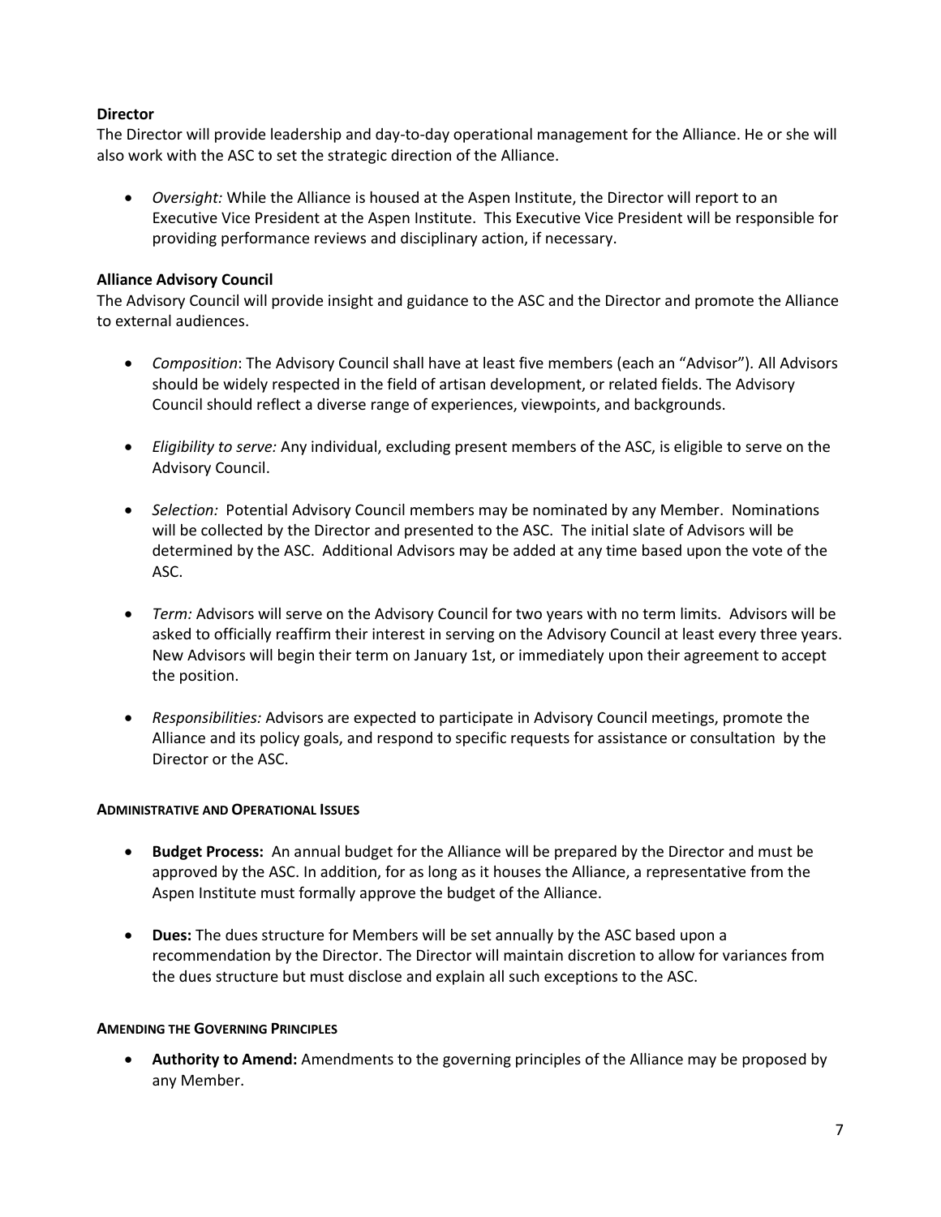**Director**

The Director will provide leadership and day-to-day operational management for the Alliance. He or she will also work with the ASC to set the strategic direction of the Alliance.

- *Oversight:* While the Alliance is housed at the Aspen Institute, the Director will report to an Executive Vice President at the Aspen Institute. This Executive Vice President will be responsible for providing performance reviews and disciplinary action, if necessary.

**Alliance Advisory Council**

The Advisory Council will provide insight and guidance to the ASC and the Director and promote the Alliance to external audiences.

- *Composition*: The Advisory Council shall have at least five members (each an "Advisor"). All Advisors should be widely respected in the field of artisan development, or related fields. The Advisory Council should reflect a diverse range of experiences, viewpoints, and backgrounds.

- *Eligibility to serve:* Any individual, excluding present members of the ASC, is eligible to serve on the Advisory Council.

- *Selection:* Potential Advisory Council members may be nominated by any Member. Nominations will be collected by the Director and presented to the ASC. The initial slate of Advisors will be determined by the ASC. Additional Advisors may be added at any time based upon the vote of the ASC.

- *Term:* Advisors will serve on the Advisory Council for two years with no term limits. Advisors will be asked to officially reaffirm their interest in serving on the Advisory Council at least every three years. New Advisors will begin their term on January 1st, or immediately upon their agreement to accept the position.

- *Responsibilities:* Advisors are expected to participate in Advisory Council meetings, promote the Alliance and its policy goals, and respond to specific requests for assistance or consultation by the Director or the ASC.

**ADMINISTRATIVE AND OPERATIONAL ISSUES**

- **Budget Process:** An annual budget for the Alliance will be prepared by the Director and must be approved by the ASC. In addition, for as long as it houses the Alliance, a representative from the Aspen Institute must formally approve the budget of the Alliance.

- **Dues:** The dues structure for Members will be set annually by the ASC based upon a recommendation by the Director. The Director will maintain discretion to allow for variances from the dues structure but must disclose and explain all such exceptions to the ASC.

**AMENDING THE GOVERNING PRINCIPLES**

- **Authority to Amend:** Amendments to the governing principles of the Alliance may be proposed by any Member.